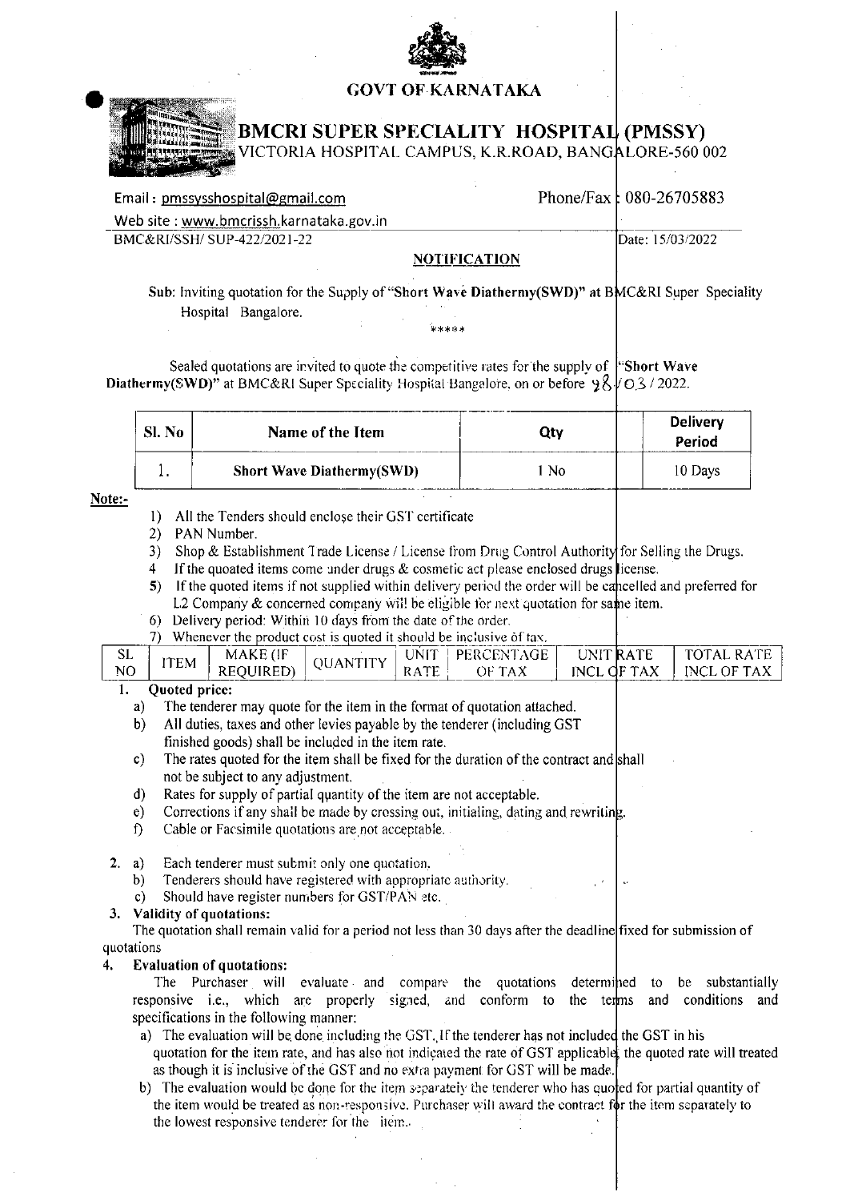# GOVT OF KARNATAKA

## BMCRI SUPER SPECIALITY HOSPITAL (PMSSY)

VICTORIA HOSPITAL CAMPUS, K.R.ROAD, BANGALORE-560 002

Email : pmssysshospital@gmail.com Phone/Fax : 080-26705883

Web site : www.bmcrissh.karnataka.gov.in

BMC&RI/SSH/ SUP-422/2021-22 Date: 15/03/2022

### NOTIFICATION

**Sub:** Inviting quotation for the Supply of "**Short Wave Diathermy(SWD)**" at BMC&RI Super Speciality Hospital Bangalore.

\*\*\*\*\*

Sealed quotations are invited to quote the competitive rates for the supply of "**Short Wave Diathermy(SWD)**" at BMC&RI Super Speciality Hospital Bangalore, on or before 28/03/2022.

| Sl. No | Name of the Item | Qty | Delivery Period |
|---|---|---|---|
| 1. | **Short Wave Diathermy(SWD)** | 1 No | 10 Days |

**Note:-**

1) All the Tenders should enclose their GST certificate
2) PAN Number.
3) Shop & Establishment Trade License / License from Drug Control Authority for Selling the Drugs.
4 If the quoted items come under drugs & cosmetic act please enclosed drugs license.
5) If the quoted items if not supplied within delivery period the order will be cancelled and preferred for L2 Company & concerned company will be eligible for next quotation for same item.
6) Delivery period: Within 10 days from the date of the order.
7) Whenever the product cost is quoted it should be inclusive of tax.

| SL NO | ITEM | MAKE (IF REQUIRED) | QUANTITY | UNIT RATE | PERCENTAGE OF TAX | UNIT RATE INCL OF TAX | TOTAL RATE INCL OF TAX |
|---|---|---|---|---|---|---|---|

**1. Quoted price:**

a) The tenderer may quote for the item in the format of quotation attached.
b) All duties, taxes and other levies payable by the tenderer (including GST finished goods) shall be included in the item rate.
c) The rates quoted for the item shall be fixed for the duration of the contract and shall not be subject to any adjustment.
d) Rates for supply of partial quantity of the item are not acceptable.
e) Corrections if any shall be made by crossing out, initialing, dating and rewriting.
f) Cable or Facsimile quotations are not acceptable.

**2.** a) Each tenderer must submit only one quotation.
b) Tenderers should have registered with appropriate authority.
c) Should have register numbers for GST/PAN etc.

**3. Validity of quotations:**

The quotation shall remain valid for a period not less than 30 days after the deadline fixed for submission of quotations

**4. Evaluation of quotations:**

The Purchaser will evaluate and compare the quotations determined to be substantially responsive i.e., which are properly signed, and conform to the terms and conditions and specifications in the following manner:

a) The evaluation will be done including the GST. If the tenderer has not included the GST in his quotation for the item rate, and has also not indicated the rate of GST applicable the quoted rate will treated as though it is inclusive of the GST and no extra payment for GST will be made.
b) The evaluation would be done for the item separately the tenderer who has quoted for partial quantity of the item would be treated as non-responsive. Purchaser will award the contract for the item separately to the lowest responsive tenderer for the item.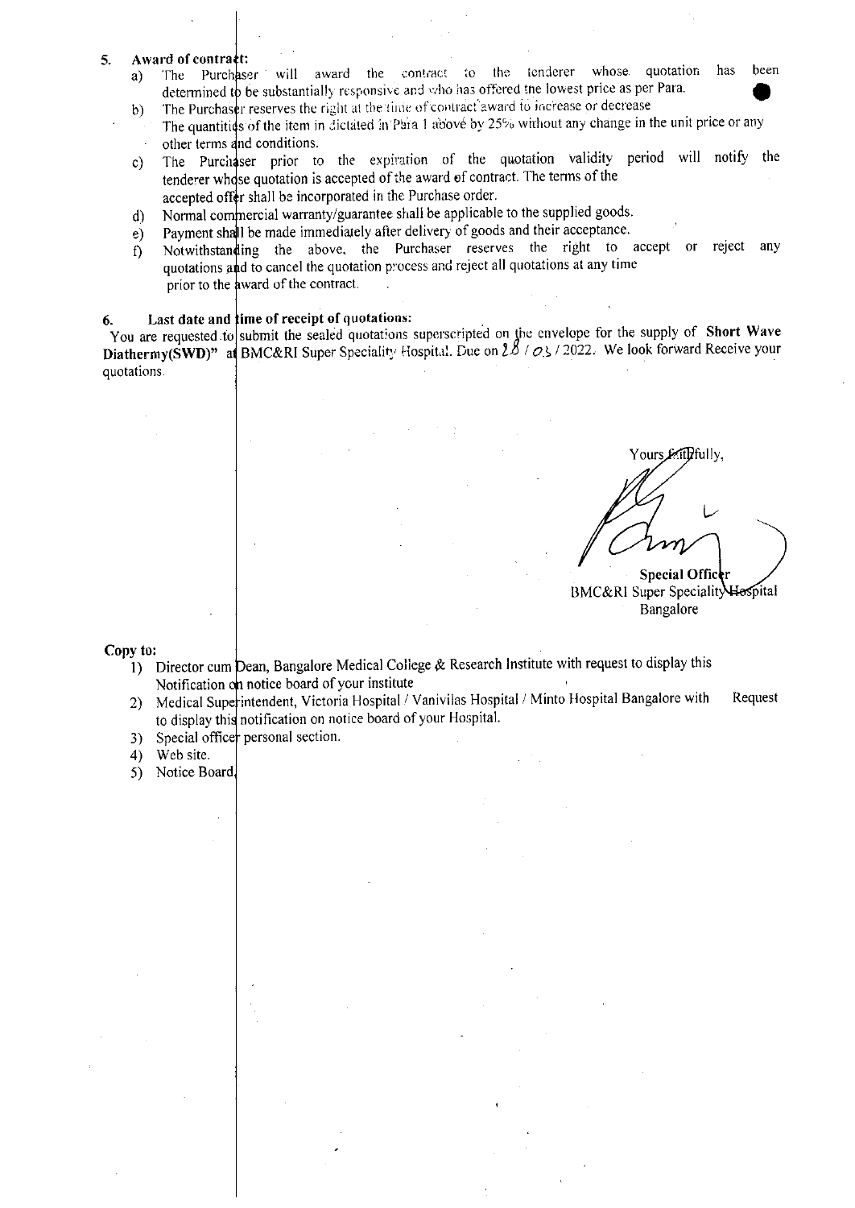5. **Award of contract:**
   a) The Purchaser will award the contract to the tenderer whose quotation has been determined to be substantially responsive and who has offered the lowest price as per Para.
   b) The Purchaser reserves the right at the time of contract award to increase or decrease The quantities of the item in dictated in Para 1 above by 25% without any change in the unit price or any other terms and conditions.
   c) The Purchaser prior to the expiration of the quotation validity period will notify the tenderer whose quotation is accepted of the award of contract. The terms of the accepted offer shall be incorporated in the Purchase order.
   d) Normal commercial warranty/guarantee shall be applicable to the supplied goods.
   e) Payment shall be made immediately after delivery of goods and their acceptance.
   f) Notwithstanding the above, the Purchaser reserves the right to accept or reject any quotations and to cancel the quotation process and reject all quotations at any time prior to the award of the contract.

6. **Last date and time of receipt of quotations:**

You are requested to submit the sealed quotations superscripted on the envelope for the supply of **Short Wave Diathermy(SWD)"** at BMC&RI Super Speciality Hospital. Due on 28 / 03 / 2022. We look forward Receive your quotations.

Yours faithfully,

**Special Officer**
BMC&RI Super Speciality Hospital
Bangalore

**Copy to:**

1) Director cum Dean, Bangalore Medical College & Research Institute with request to display this Notification on notice board of your institute
2) Medical Superintendent, Victoria Hospital / Vanivilas Hospital / Minto Hospital Bangalore with Request to display this notification on notice board of your Hospital.
3) Special officer personal section.
4) Web site.
5) Notice Board.